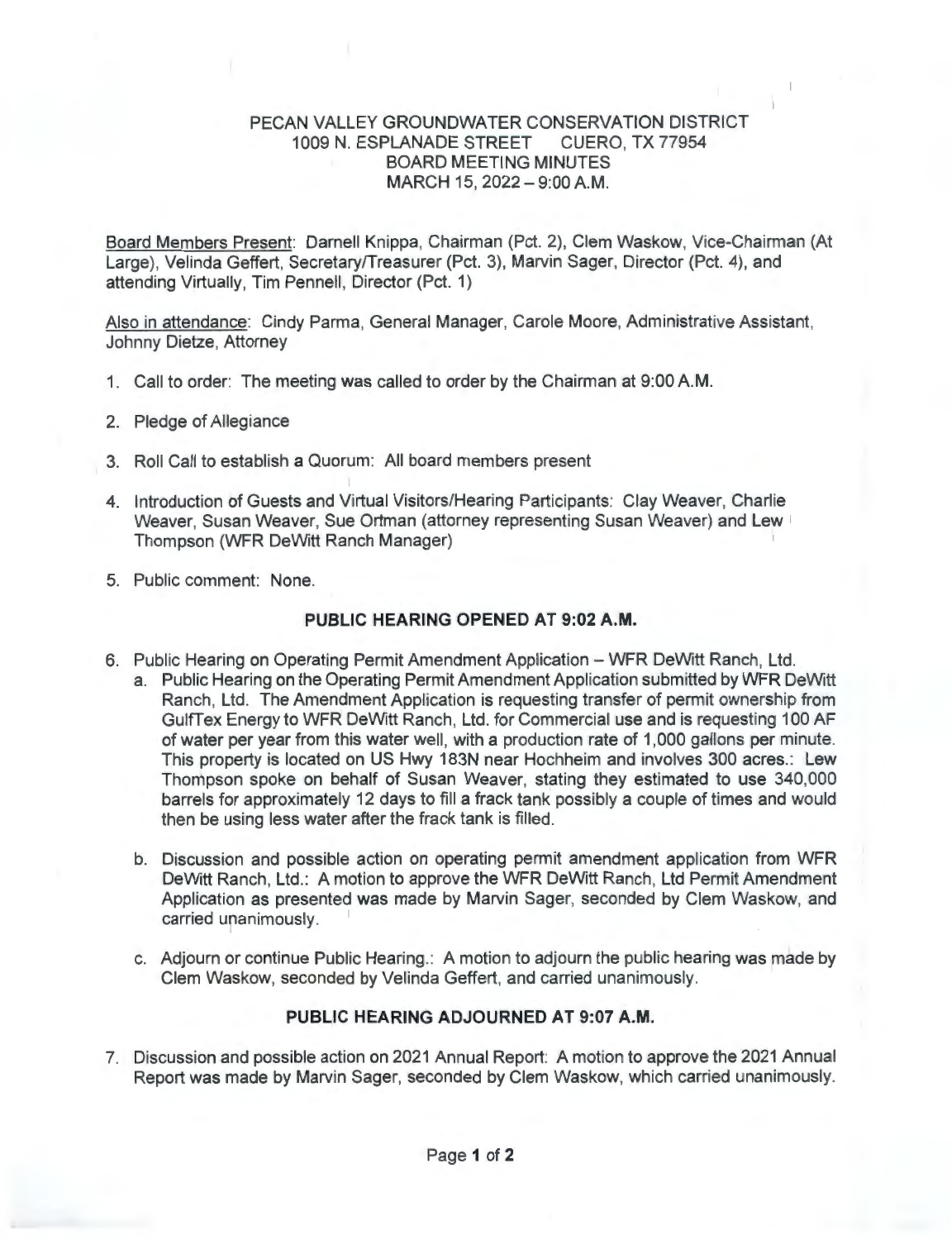# PECAN VALLEY GROUNDWATER CONSERVATION DISTRICT
## 1009 N. ESPLANADE STREET CUERO, TX 77954
## BOARD MEETING MINUTES
## MARCH 15, 2022 – 9:00 A.M.

Board Members Present: Darnell Knippa, Chairman (Pct. 2), Clem Waskow, Vice-Chairman (At Large), Velinda Geffert, Secretary/Treasurer (Pct. 3), Marvin Sager, Director (Pct. 4), and attending Virtually, Tim Pennell, Director (Pct. 1)

Also in attendance: Cindy Parma, General Manager, Carole Moore, Administrative Assistant, Johnny Dietze, Attorney

1. Call to order: The meeting was called to order by the Chairman at 9:00 A.M.
2. Pledge of Allegiance
3. Roll Call to establish a Quorum: All board members present
4. Introduction of Guests and Virtual Visitors/Hearing Participants: Clay Weaver, Charlie Weaver, Susan Weaver, Sue Ortman (attorney representing Susan Weaver) and Lew Thompson (WFR DeWitt Ranch Manager)
5. Public comment: None.

**PUBLIC HEARING OPENED AT 9:02 A.M.**

6. Public Hearing on Operating Permit Amendment Application – WFR DeWitt Ranch, Ltd.
   a. Public Hearing on the Operating Permit Amendment Application submitted by WFR DeWitt Ranch, Ltd. The Amendment Application is requesting transfer of permit ownership from GulfTex Energy to WFR DeWitt Ranch, Ltd. for Commercial use and is requesting 100 AF of water per year from this water well, with a production rate of 1,000 gallons per minute. This property is located on US Hwy 183N near Hochheim and involves 300 acres.: Lew Thompson spoke on behalf of Susan Weaver, stating they estimated to use 340,000 barrels for approximately 12 days to fill a frack tank possibly a couple of times and would then be using less water after the frack tank is filled.
   b. Discussion and possible action on operating permit amendment application from WFR DeWitt Ranch, Ltd.: A motion to approve the WFR DeWitt Ranch, Ltd Permit Amendment Application as presented was made by Marvin Sager, seconded by Clem Waskow, and carried unanimously.
   c. Adjourn or continue Public Hearing.: A motion to adjourn the public hearing was made by Clem Waskow, seconded by Velinda Geffert, and carried unanimously.

**PUBLIC HEARING ADJOURNED AT 9:07 A.M.**

7. Discussion and possible action on 2021 Annual Report: A motion to approve the 2021 Annual Report was made by Marvin Sager, seconded by Clem Waskow, which carried unanimously.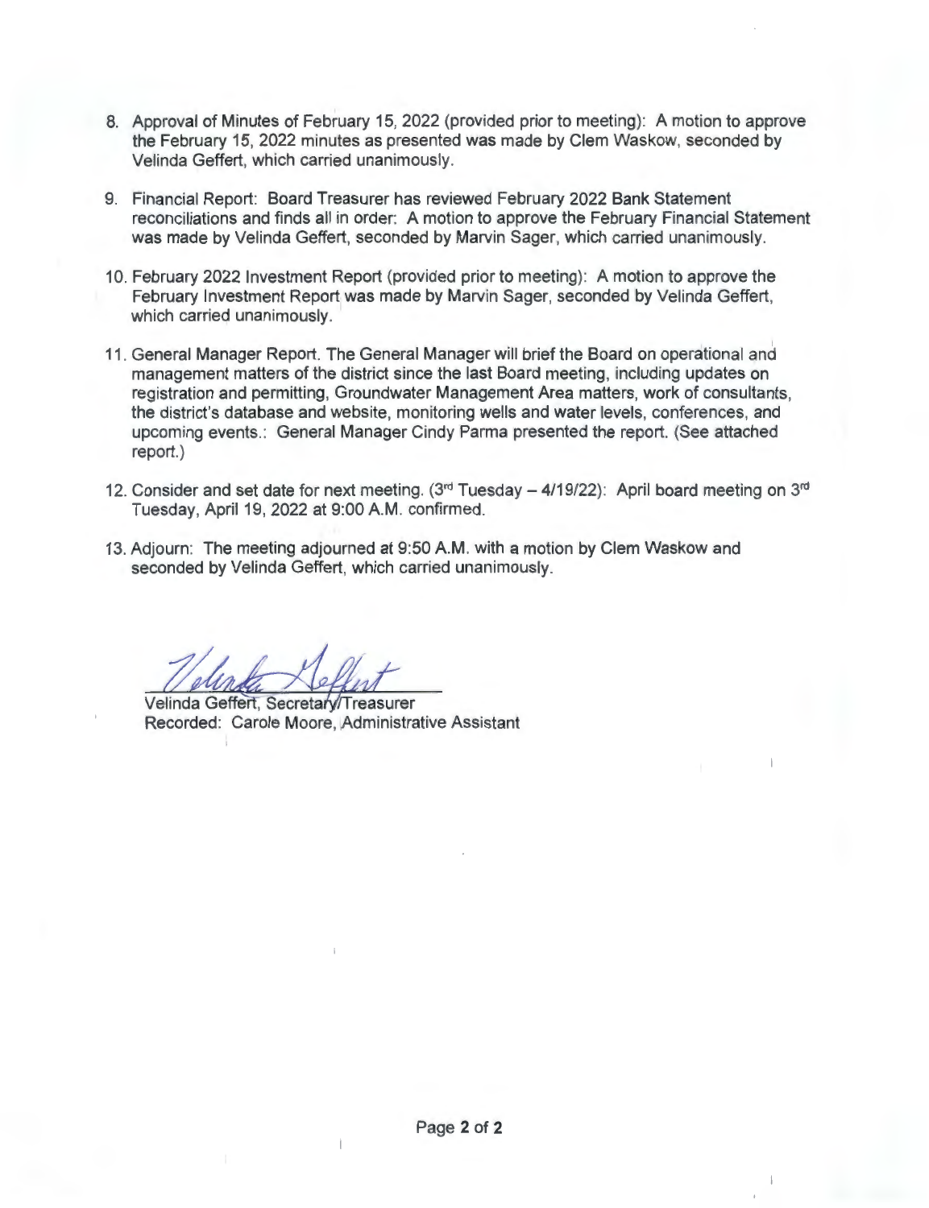8. Approval of Minutes of February 15, 2022 (provided prior to meeting): A motion to approve the February 15, 2022 minutes as presented was made by Clem Waskow, seconded by Velinda Geffert, which carried unanimously.

9. Financial Report: Board Treasurer has reviewed February 2022 Bank Statement reconciliations and finds all in order: A motion to approve the February Financial Statement was made by Velinda Geffert, seconded by Marvin Sager, which carried unanimously.

10. February 2022 Investment Report (provided prior to meeting): A motion to approve the February Investment Report was made by Marvin Sager, seconded by Velinda Geffert, which carried unanimously.

11. General Manager Report. The General Manager will brief the Board on operational and management matters of the district since the last Board meeting, including updates on registration and permitting, Groundwater Management Area matters, work of consultants, the district's database and website, monitoring wells and water levels, conferences, and upcoming events.: General Manager Cindy Parma presented the report. (See attached report.)

12. Consider and set date for next meeting. (3rd Tuesday – 4/19/22): April board meeting on 3rd Tuesday, April 19, 2022 at 9:00 A.M. confirmed.

13. Adjourn: The meeting adjourned at 9:50 A.M. with a motion by Clem Waskow and seconded by Velinda Geffert, which carried unanimously.

Velinda Geffert, Secretary/Treasurer
Recorded: Carole Moore, Administrative Assistant